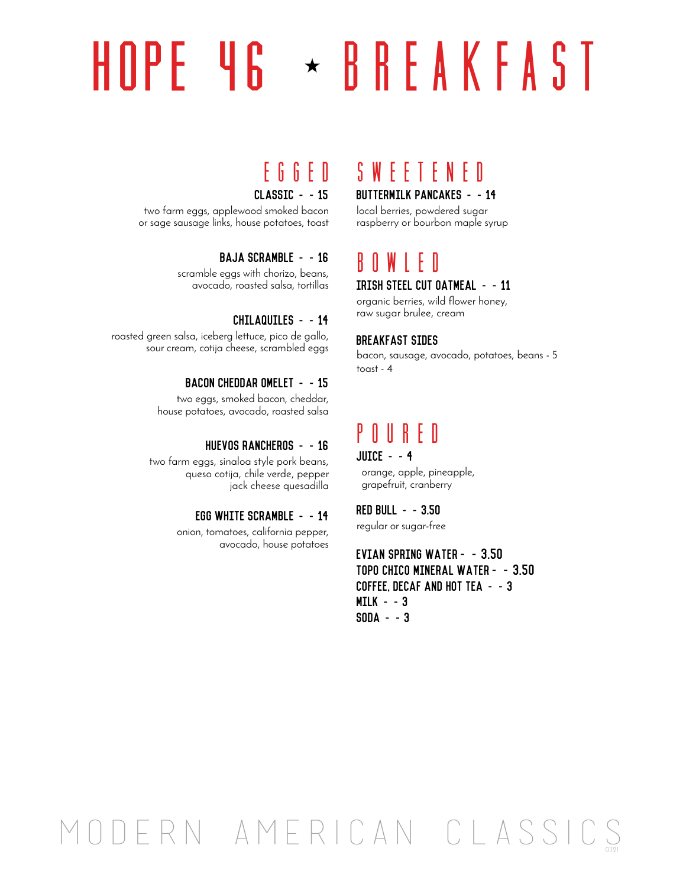# HOPE 46 ★ BREAKFAST

## EGGED

### CLASSIC - - 15

two farm eggs, applewood smoked bacon or sage sausage links, house potatoes, toast

### BAJA SCRAMBLE - - 16

scramble eggs with chorizo, beans, avocado, roasted salsa, tortillas

### CHILAQUILES - - 14

roasted green salsa, iceberg lettuce, pico de gallo, sour cream, cotija cheese, scrambled eggs

### BACON CHEDDAR OMELET - - 15

two eggs, smoked bacon, cheddar, house potatoes, avocado, roasted salsa

### HUEVOS RANCHEROS - - 16

two farm eggs, sinaloa style pork beans, queso cotija, chile verde, pepper jack cheese quesadilla

### EGG WHITE SCRAMBLE - - 14

onion, tomatoes, california pepper, avocado, house potatoes

## SWEETENED

### BUTTERMILK PANCAKES - - 14

local berries, powdered sugar raspberry or bourbon maple syrup

## BOWLED

### IRISH STEEL CUT OATMEAL - - 11

organic berries, wild flower honey, raw sugar brulee, cream

### BREAKFAST SIDES

bacon, sausage, avocado, potatoes, beans - 5
toast - 4

## POURED

### JUICE - - 4

orange, apple, pineapple, grapefruit, cranberry

### RED BULL - - 3.50

regular or sugar-free

**EVIAN SPRING WATER - - 3.50**
**TOPO CHICO MINERAL WATER - - 3.50**
**COFFEE, DECAF AND HOT TEA - - 3**
**MILK - - 3**
**SODA - - 3**

MODERN AMERICAN CLASSICS

0321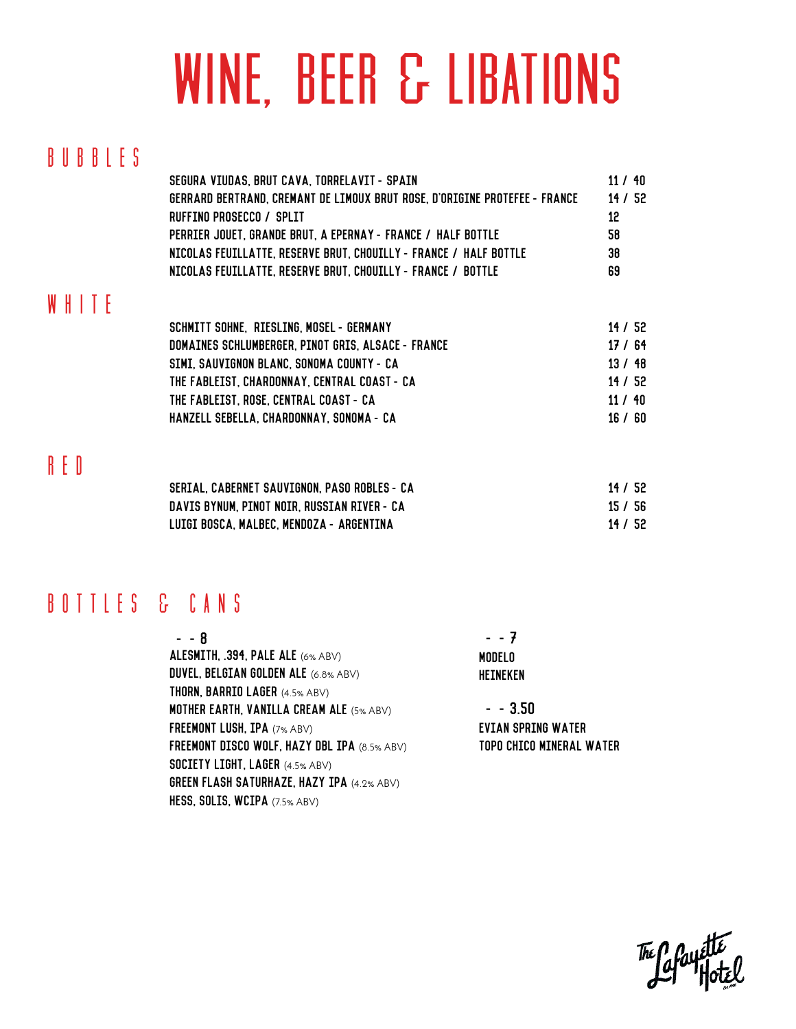# WINE, BEER & LIBATIONS

## BUBBLES

| | |
|---|---|
| SEGURA VIUDAS, BRUT CAVA, TORRELAVIT - SPAIN | 11 / 40 |
| GERRARD BERTRAND, CREMANT DE LIMOUX BRUT ROSE, D'ORIGINE PROTEFEE - FRANCE | 14 / 52 |
| RUFFINO PROSECCO / SPLIT | 12 |
| PERRIER JOUET, GRANDE BRUT, A EPERNAY - FRANCE / HALF BOTTLE | 58 |
| NICOLAS FEUILLATTE, RESERVE BRUT, CHOUILLY - FRANCE / HALF BOTTLE | 38 |
| NICOLAS FEUILLATTE, RESERVE BRUT, CHOUILLY - FRANCE / BOTTLE | 69 |

## WHITE

| | |
|---|---|
| SCHMITT SOHNE, RIESLING, MOSEL - GERMANY | 14 / 52 |
| DOMAINES SCHLUMBERGER, PINOT GRIS, ALSACE - FRANCE | 17 / 64 |
| SIMI, SAUVIGNON BLANC, SONOMA COUNTY - CA | 13 / 48 |
| THE FABLEIST, CHARDONNAY, CENTRAL COAST - CA | 14 / 52 |
| THE FABLEIST, ROSE, CENTRAL COAST - CA | 11 / 40 |
| HANZELL SEBELLA, CHARDONNAY, SONOMA - CA | 16 / 60 |

## RED

| | |
|---|---|
| SERIAL, CABERNET SAUVIGNON, PASO ROBLES - CA | 14 / 52 |
| DAVIS BYNUM, PINOT NOIR, RUSSIAN RIVER - CA | 15 / 56 |
| LUIGI BOSCA, MALBEC, MENDOZA - ARGENTINA | 14 / 52 |

## BOTTLES & CANS

- - 8

**ALESMITH, .394, PALE ALE** (6% ABV)
**DUVEL, BELGIAN GOLDEN ALE** (6.8% ABV)
**THORN, BARRIO LAGER** (4.5% ABV)
**MOTHER EARTH, VANILLA CREAM ALE** (5% ABV)
**FREEMONT LUSH, IPA** (7% ABV)
**FREEMONT DISCO WOLF, HAZY DBL IPA** (8.5% ABV)
**SOCIETY LIGHT, LAGER** (4.5% ABV)
**GREEN FLASH SATURHAZE, HAZY IPA** (4.2% ABV)
**HESS, SOLIS, WCIPA** (7.5% ABV)

- - 7

**MODELO**
**HEINEKEN**

- - 3.50

**EVIAN SPRING WATER**
**TOPO CHICO MINERAL WATER**

The Lafayette Hotel